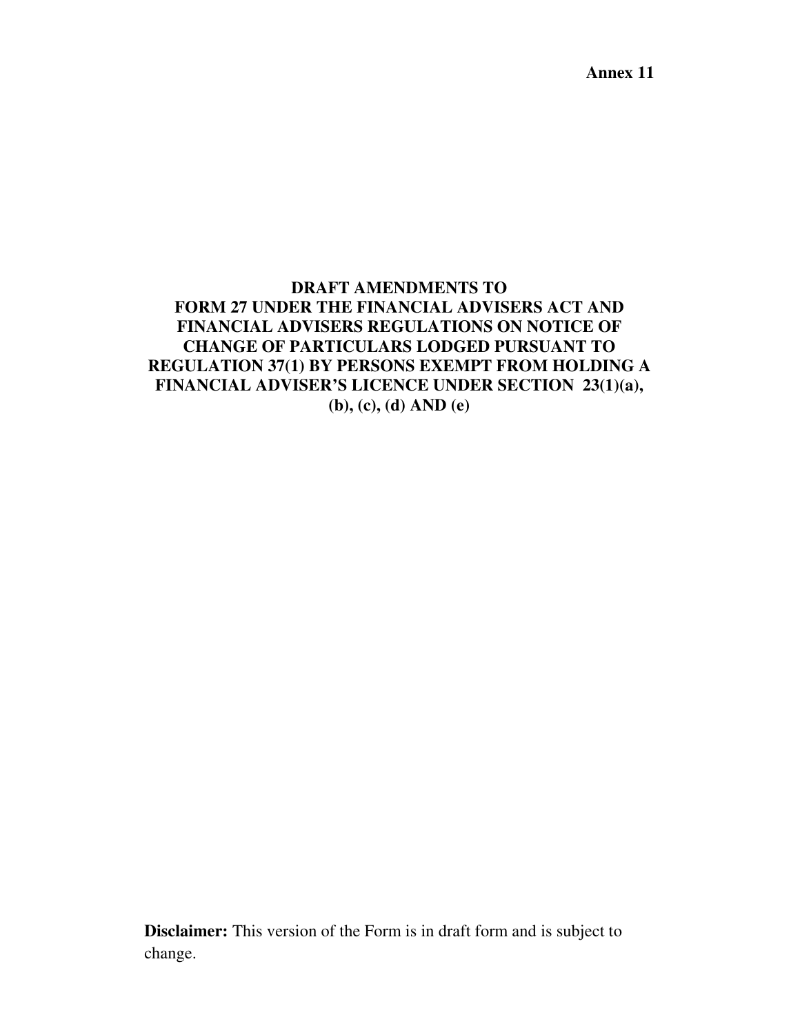**Annex 11**

# DRAFT AMENDMENTS TO FORM 27 UNDER THE FINANCIAL ADVISERS ACT AND FINANCIAL ADVISERS REGULATIONS ON NOTICE OF CHANGE OF PARTICULARS LODGED PURSUANT TO REGULATION 37(1) BY PERSONS EXEMPT FROM HOLDING A FINANCIAL ADVISER'S LICENCE UNDER SECTION 23(1)(a), (b), (c), (d) AND (e)

**Disclaimer:** This version of the Form is in draft form and is subject to change.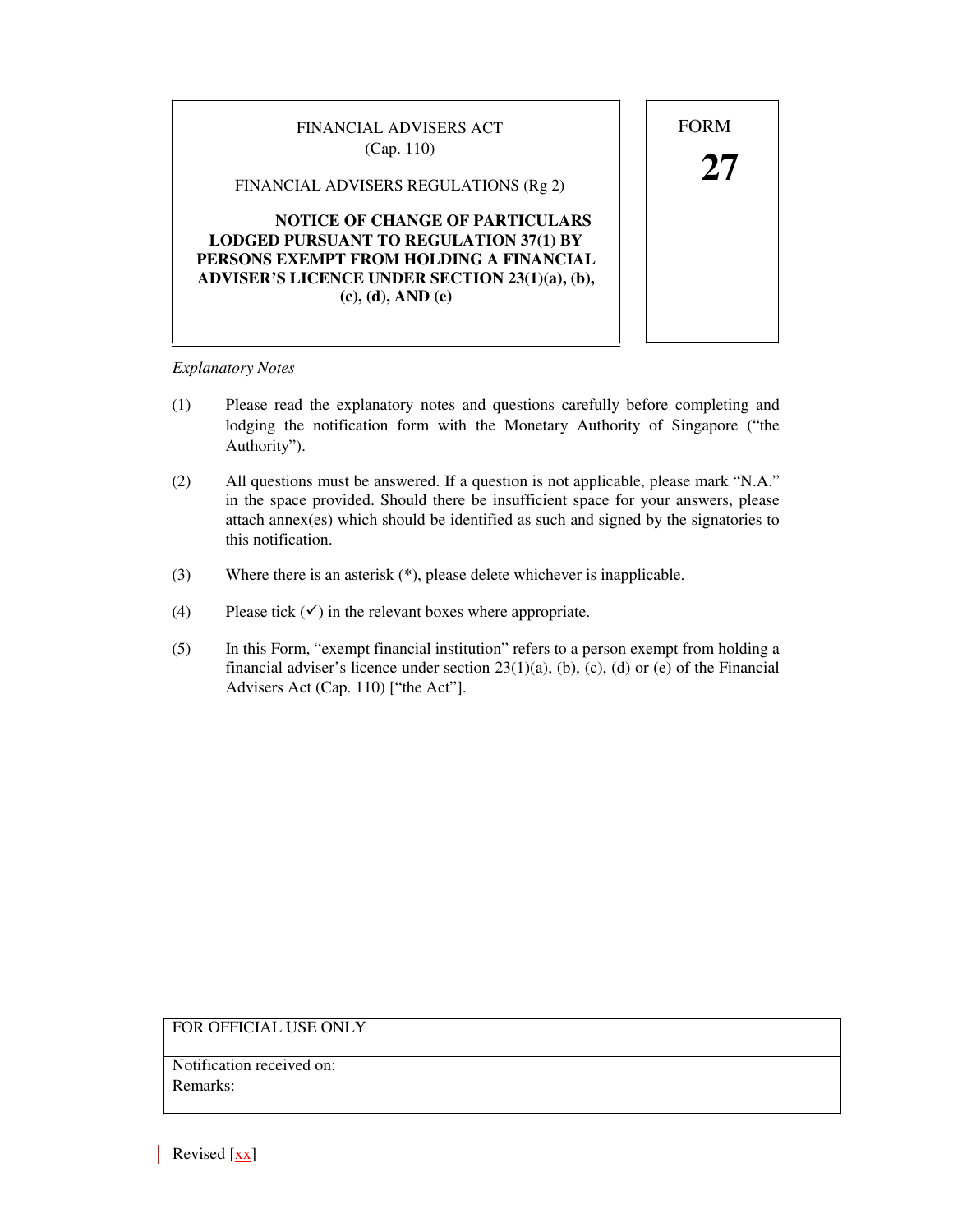| FINANCIAL ADVISERS ACT<br>(Cap. 110)<br><br>FINANCIAL ADVISERS REGULATIONS (Rg 2)<br><br>**NOTICE OF CHANGE OF PARTICULARS LODGED PURSUANT TO REGULATION 37(1) BY PERSONS EXEMPT FROM HOLDING A FINANCIAL ADVISER'S LICENCE UNDER SECTION 23(1)(a), (b), (c), (d), AND (e)** | FORM<br>**27** |
|---|---|

*Explanatory Notes*

(1) Please read the explanatory notes and questions carefully before completing and lodging the notification form with the Monetary Authority of Singapore ("the Authority").

(2) All questions must be answered. If a question is not applicable, please mark "N.A." in the space provided. Should there be insufficient space for your answers, please attach annex(es) which should be identified as such and signed by the signatories to this notification.

(3) Where there is an asterisk (*), please delete whichever is inapplicable.

(4) Please tick (✓) in the relevant boxes where appropriate.

(5) In this Form, "exempt financial institution" refers to a person exempt from holding a financial adviser's licence under section 23(1)(a), (b), (c), (d) or (e) of the Financial Advisers Act (Cap. 110) ["the Act"].

| FOR OFFICIAL USE ONLY |
|---|
| Notification received on:<br>Remarks: |

Revised [xx]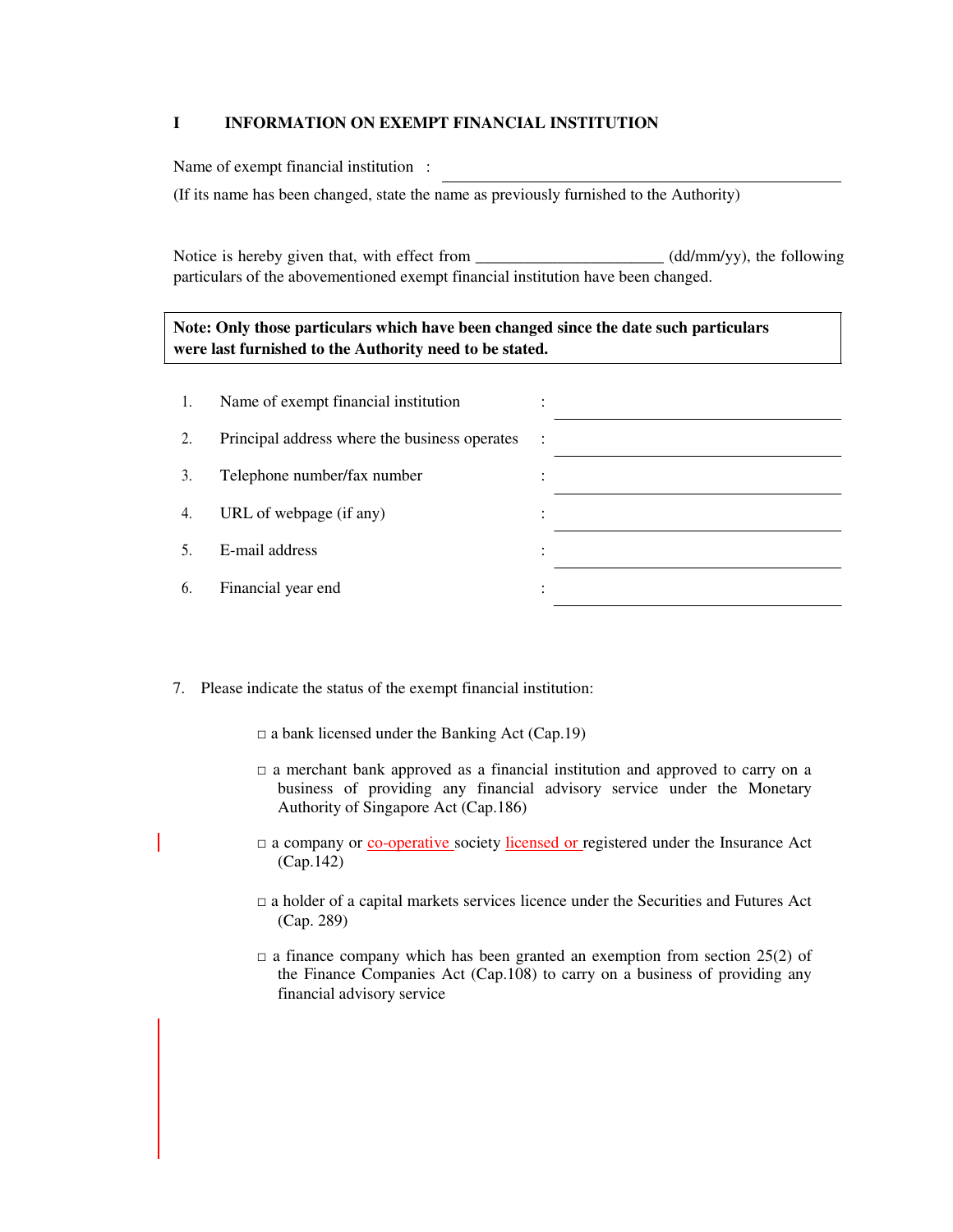## I INFORMATION ON EXEMPT FINANCIAL INSTITUTION

Name of exempt financial institution : ____________________

(If its name has been changed, state the name as previously furnished to the Authority)

Notice is hereby given that, with effect from ______________________ (dd/mm/yy), the following particulars of the abovementioned exempt financial institution have been changed.

**Note: Only those particulars which have been changed since the date such particulars were last furnished to the Authority need to be stated.**

1. Name of exempt financial institution : ____________________
2. Principal address where the business operates : ____________________
3. Telephone number/fax number : ____________________
4. URL of webpage (if any) : ____________________
5. E-mail address : ____________________
6. Financial year end : ____________________

7. Please indicate the status of the exempt financial institution:

- □ a bank licensed under the Banking Act (Cap.19)
- □ a merchant bank approved as a financial institution and approved to carry on a business of providing any financial advisory service under the Monetary Authority of Singapore Act (Cap.186)
- □ a company or co-operative society licensed or registered under the Insurance Act (Cap.142)
- □ a holder of a capital markets services licence under the Securities and Futures Act (Cap. 289)
- □ a finance company which has been granted an exemption from section 25(2) of the Finance Companies Act (Cap.108) to carry on a business of providing any financial advisory service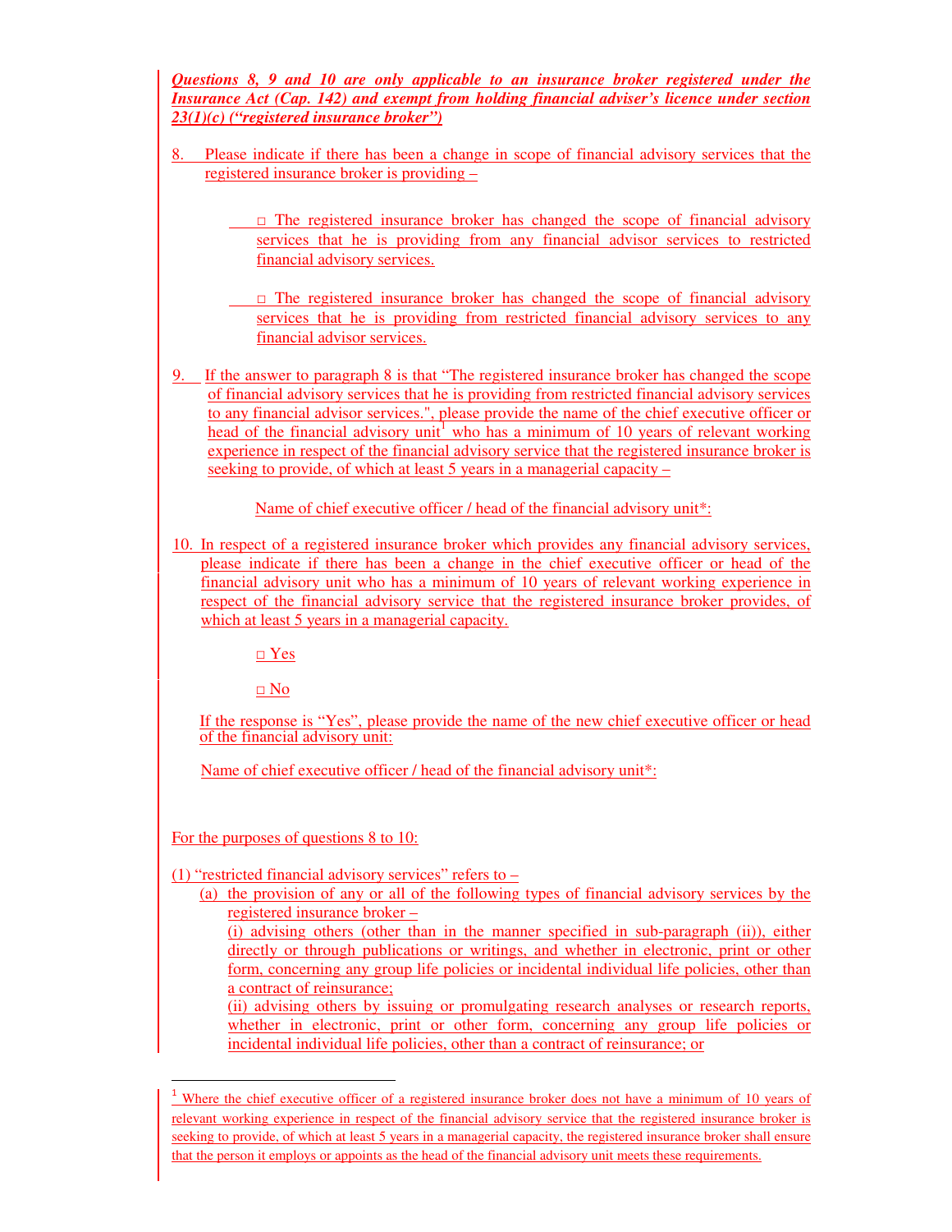***Questions 8, 9 and 10 are only applicable to an insurance broker registered under the Insurance Act (Cap. 142) and exempt from holding financial adviser's licence under section 23(1)(c) ("registered insurance broker")***

8. Please indicate if there has been a change in scope of financial advisory services that the registered insurance broker is providing –

   □ The registered insurance broker has changed the scope of financial advisory services that he is providing from any financial advisor services to restricted financial advisory services.

   □ The registered insurance broker has changed the scope of financial advisory services that he is providing from restricted financial advisory services to any financial advisor services.

9. If the answer to paragraph 8 is that "The registered insurance broker has changed the scope of financial advisory services that he is providing from restricted financial advisory services to any financial advisor services.", please provide the name of the chief executive officer or head of the financial advisory unit[1] who has a minimum of 10 years of relevant working experience in respect of the financial advisory service that the registered insurance broker is seeking to provide, of which at least 5 years in a managerial capacity –

   Name of chief executive officer / head of the financial advisory unit*:

10. In respect of a registered insurance broker which provides any financial advisory services, please indicate if there has been a change in the chief executive officer or head of the financial advisory unit who has a minimum of 10 years of relevant working experience in respect of the financial advisory service that the registered insurance broker provides, of which at least 5 years in a managerial capacity.

    □ Yes

    □ No

    If the response is "Yes", please provide the name of the new chief executive officer or head of the financial advisory unit:

    Name of chief executive officer / head of the financial advisory unit*:

For the purposes of questions 8 to 10:

(1) "restricted financial advisory services" refers to –

  (a) the provision of any or all of the following types of financial advisory services by the registered insurance broker –

   (i) advising others (other than in the manner specified in sub-paragraph (ii)), either directly or through publications or writings, and whether in electronic, print or other form, concerning any group life policies or incidental individual life policies, other than a contract of reinsurance;

   (ii) advising others by issuing or promulgating research analyses or research reports, whether in electronic, print or other form, concerning any group life policies or incidental individual life policies, other than a contract of reinsurance; or

---

[1] Where the chief executive officer of a registered insurance broker does not have a minimum of 10 years of relevant working experience in respect of the financial advisory service that the registered insurance broker is seeking to provide, of which at least 5 years in a managerial capacity, the registered insurance broker shall ensure that the person it employs or appoints as the head of the financial advisory unit meets these requirements.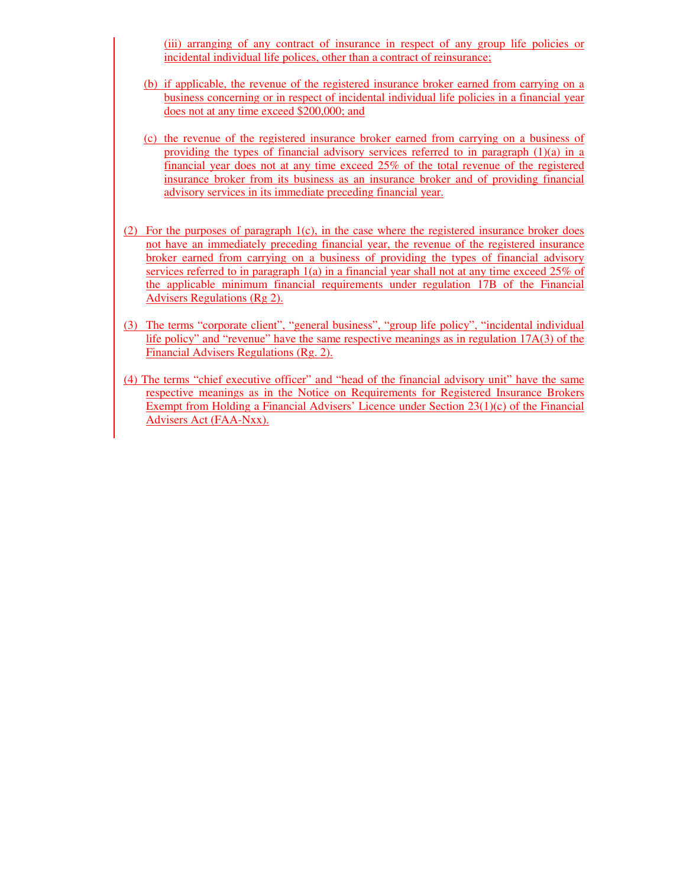(iii) arranging of any contract of insurance in respect of any group life policies or incidental individual life polices, other than a contract of reinsurance;

(b) if applicable, the revenue of the registered insurance broker earned from carrying on a business concerning or in respect of incidental individual life policies in a financial year does not at any time exceed $200,000; and

(c) the revenue of the registered insurance broker earned from carrying on a business of providing the types of financial advisory services referred to in paragraph (1)(a) in a financial year does not at any time exceed 25% of the total revenue of the registered insurance broker from its business as an insurance broker and of providing financial advisory services in its immediate preceding financial year.

(2) For the purposes of paragraph 1(c), in the case where the registered insurance broker does not have an immediately preceding financial year, the revenue of the registered insurance broker earned from carrying on a business of providing the types of financial advisory services referred to in paragraph 1(a) in a financial year shall not at any time exceed 25% of the applicable minimum financial requirements under regulation 17B of the Financial Advisers Regulations (Rg 2).

(3) The terms "corporate client", "general business", "group life policy", "incidental individual life policy" and "revenue" have the same respective meanings as in regulation 17A(3) of the Financial Advisers Regulations (Rg. 2).

(4) The terms "chief executive officer" and "head of the financial advisory unit" have the same respective meanings as in the Notice on Requirements for Registered Insurance Brokers Exempt from Holding a Financial Advisers' Licence under Section 23(1)(c) of the Financial Advisers Act (FAA-Nxx).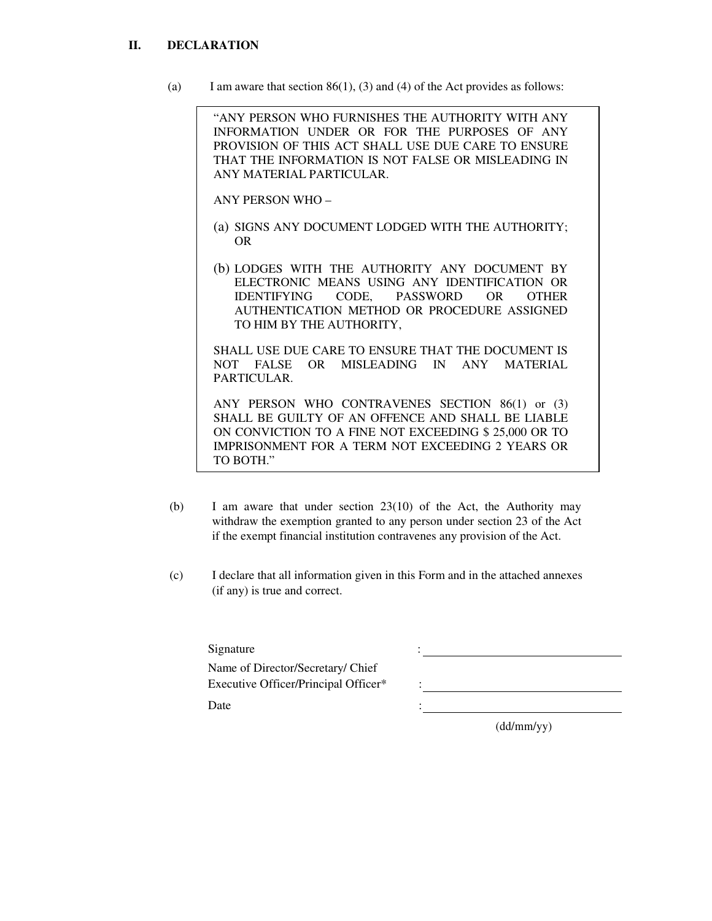## II. DECLARATION

(a) I am aware that section 86(1), (3) and (4) of the Act provides as follows:

> "ANY PERSON WHO FURNISHES THE AUTHORITY WITH ANY INFORMATION UNDER OR FOR THE PURPOSES OF ANY PROVISION OF THIS ACT SHALL USE DUE CARE TO ENSURE THAT THE INFORMATION IS NOT FALSE OR MISLEADING IN ANY MATERIAL PARTICULAR.
>
> ANY PERSON WHO –
>
> (a) SIGNS ANY DOCUMENT LODGED WITH THE AUTHORITY; OR
>
> (b) LODGES WITH THE AUTHORITY ANY DOCUMENT BY ELECTRONIC MEANS USING ANY IDENTIFICATION OR IDENTIFYING CODE, PASSWORD OR OTHER AUTHENTICATION METHOD OR PROCEDURE ASSIGNED TO HIM BY THE AUTHORITY,
>
> SHALL USE DUE CARE TO ENSURE THAT THE DOCUMENT IS NOT FALSE OR MISLEADING IN ANY MATERIAL PARTICULAR.
>
> ANY PERSON WHO CONTRAVENES SECTION 86(1) or (3) SHALL BE GUILTY OF AN OFFENCE AND SHALL BE LIABLE ON CONVICTION TO A FINE NOT EXCEEDING $ 25,000 OR TO IMPRISONMENT FOR A TERM NOT EXCEEDING 2 YEARS OR TO BOTH."

(b) I am aware that under section 23(10) of the Act, the Authority may withdraw the exemption granted to any person under section 23 of the Act if the exempt financial institution contravenes any provision of the Act.

(c) I declare that all information given in this Form and in the attached annexes (if any) is true and correct.

Signature : ______________________________

Name of Director/Secretary/ Chief Executive Officer/Principal Officer* : ______________________________

Date : ______________________________

(dd/mm/yy)